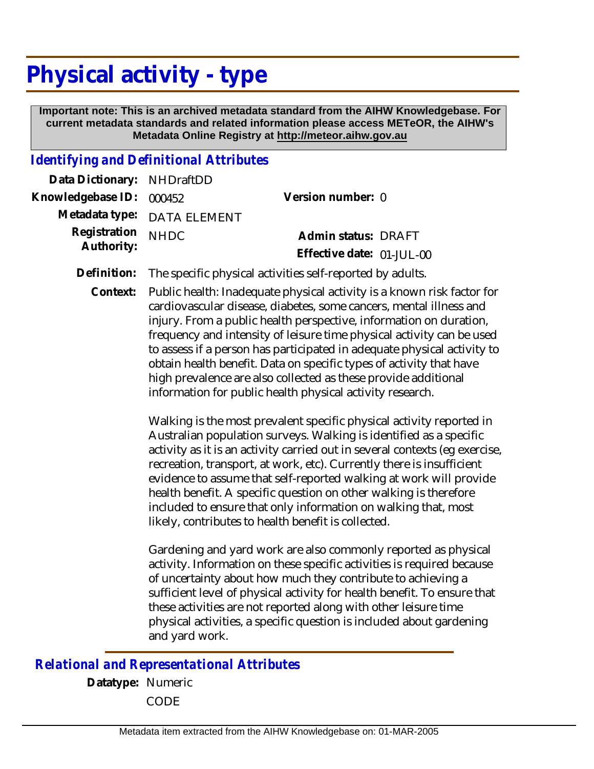# Physical activity - type

**Important note: This is an archived metadata standard from the AIHW Knowledgebase. For current metadata standards and related information please access METeOR, the AIHW's Metadata Online Registry at http://meteor.aihw.gov.au**

## Identifying and Definitional Attributes

**Data Dictionary:** NHDraftDD

**Knowledgebase ID:** 000452

**Version number:** 0

**Metadata type:** DATA ELEMENT

**Registration Authority:** NHDC

**Admin status:** DRAFT

**Effective date:** 01-JUL-00

**Definition:** The specific physical activities self-reported by adults.

**Context:** Public health: Inadequate physical activity is a known risk factor for cardiovascular disease, diabetes, some cancers, mental illness and injury. From a public health perspective, information on duration, frequency and intensity of leisure time physical activity can be used to assess if a person has participated in adequate physical activity to obtain health benefit. Data on specific types of activity that have high prevalence are also collected as these provide additional information for public health physical activity research.

Walking is the most prevalent specific physical activity reported in Australian population surveys. Walking is identified as a specific activity as it is an activity carried out in several contexts (eg exercise, recreation, transport, at work, etc). Currently there is insufficient evidence to assume that self-reported walking at work will provide health benefit. A specific question on other walking is therefore included to ensure that only information on walking that, most likely, contributes to health benefit is collected.

Gardening and yard work are also commonly reported as physical activity. Information on these specific activities is required because of uncertainty about how much they contribute to achieving a sufficient level of physical activity for health benefit. To ensure that these activities are not reported along with other leisure time physical activities, a specific question is included about gardening and yard work.

## Relational and Representational Attributes

**Datatype:** Numeric

CODE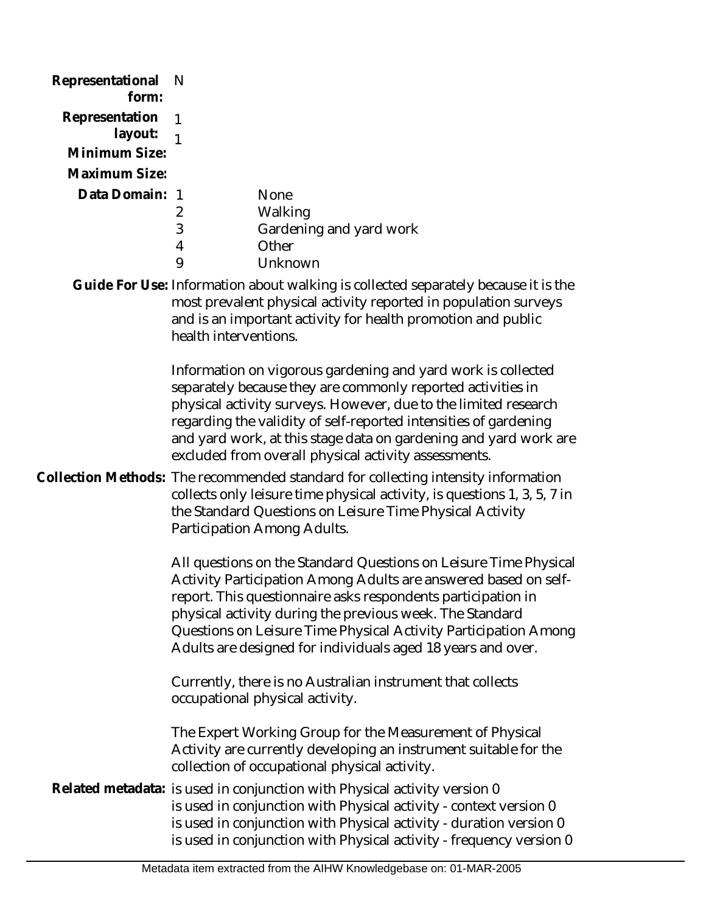**Representational form:** N

**Representation layout:** 1

**Minimum Size:** 1

**Maximum Size:**

**Data Domain:**

| | |
|---|---|
| 1 | None |
| 2 | Walking |
| 3 | Gardening and yard work |
| 4 | Other |
| 9 | Unknown |

**Guide For Use:** Information about walking is collected separately because it is the most prevalent physical activity reported in population surveys and is an important activity for health promotion and public health interventions.

Information on vigorous gardening and yard work is collected separately because they are commonly reported activities in physical activity surveys. However, due to the limited research regarding the validity of self-reported intensities of gardening and yard work, at this stage data on gardening and yard work are excluded from overall physical activity assessments.

**Collection Methods:** The recommended standard for collecting intensity information collects only leisure time physical activity, is questions 1, 3, 5, 7 in the Standard Questions on Leisure Time Physical Activity Participation Among Adults.

All questions on the Standard Questions on Leisure Time Physical Activity Participation Among Adults are answered based on self-report. This questionnaire asks respondents participation in physical activity during the previous week. The Standard Questions on Leisure Time Physical Activity Participation Among Adults are designed for individuals aged 18 years and over.

Currently, there is no Australian instrument that collects occupational physical activity.

The Expert Working Group for the Measurement of Physical Activity are currently developing an instrument suitable for the collection of occupational physical activity.

**Related metadata:** is used in conjunction with Physical activity version 0
is used in conjunction with Physical activity - context version 0
is used in conjunction with Physical activity - duration version 0
is used in conjunction with Physical activity - frequency version 0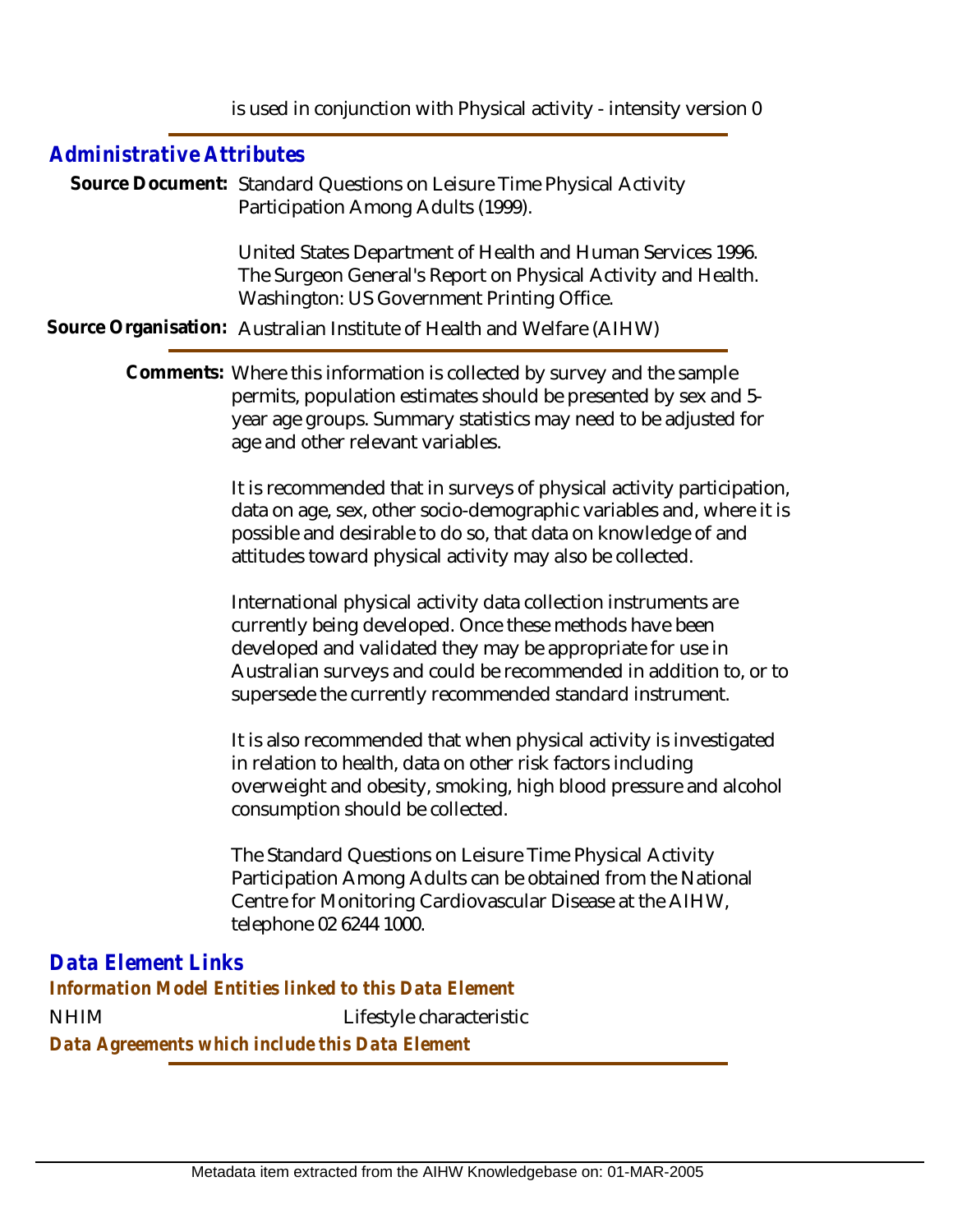is used in conjunction with Physical activity - intensity version 0

## Administrative Attributes

**Source Document:** Standard Questions on Leisure Time Physical Activity Participation Among Adults (1999).

United States Department of Health and Human Services 1996. The Surgeon General's Report on Physical Activity and Health. Washington: US Government Printing Office.

**Source Organisation:** Australian Institute of Health and Welfare (AIHW)

**Comments:** Where this information is collected by survey and the sample permits, population estimates should be presented by sex and 5-year age groups. Summary statistics may need to be adjusted for age and other relevant variables.

It is recommended that in surveys of physical activity participation, data on age, sex, other socio-demographic variables and, where it is possible and desirable to do so, that data on knowledge of and attitudes toward physical activity may also be collected.

International physical activity data collection instruments are currently being developed. Once these methods have been developed and validated they may be appropriate for use in Australian surveys and could be recommended in addition to, or to supersede the currently recommended standard instrument.

It is also recommended that when physical activity is investigated in relation to health, data on other risk factors including overweight and obesity, smoking, high blood pressure and alcohol consumption should be collected.

The Standard Questions on Leisure Time Physical Activity Participation Among Adults can be obtained from the National Centre for Monitoring Cardiovascular Disease at the AIHW, telephone 02 6244 1000.

## Data Element Links

### Information Model Entities linked to this Data Element

NHIM Lifestyle characteristic

### Data Agreements which include this Data Element